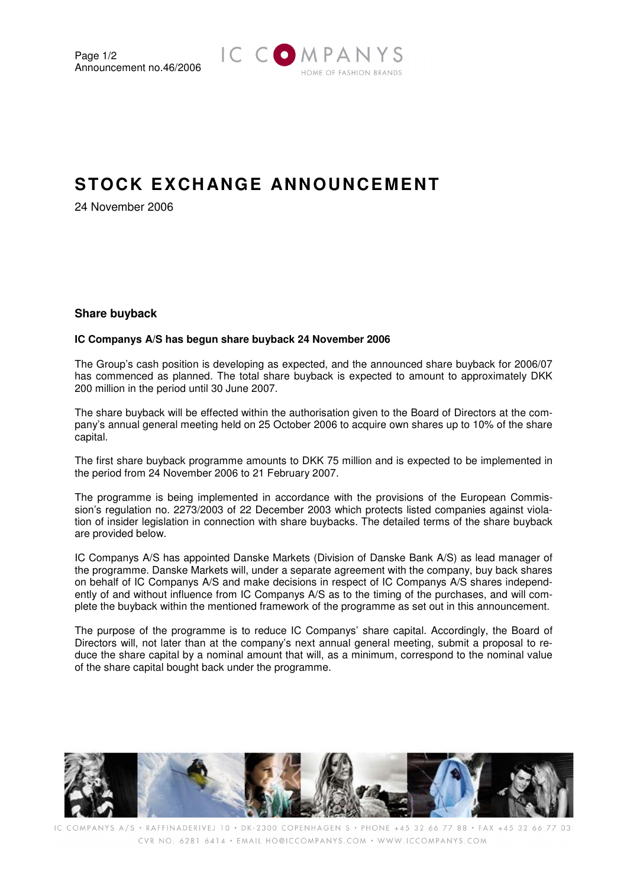Announcement no.46/2006

# STOCK EXCHANGE ANNOUNCEMENT

24 November 2006

## Share buyback

**IC Companys A/S has begun share buyback 24 November 2006**

The Group's cash position is developing as expected, and the announced share buyback for 2006/07 has commenced as planned. The total share buyback is expected to amount to approximately DKK 200 million in the period until 30 June 2007.

The share buyback will be effected within the authorisation given to the Board of Directors at the company's annual general meeting held on 25 October 2006 to acquire own shares up to 10% of the share capital.

The first share buyback programme amounts to DKK 75 million and is expected to be implemented in the period from 24 November 2006 to 21 February 2007.

The programme is being implemented in accordance with the provisions of the European Commission's regulation no. 2273/2003 of 22 December 2003 which protects listed companies against violation of insider legislation in connection with share buybacks. The detailed terms of the share buyback are provided below.

IC Companys A/S has appointed Danske Markets (Division of Danske Bank A/S) as lead manager of the programme. Danske Markets will, under a separate agreement with the company, buy back shares on behalf of IC Companys A/S and make decisions in respect of IC Companys A/S shares independently of and without influence from IC Companys A/S as to the timing of the purchases, and will complete the buyback within the mentioned framework of the programme as set out in this announcement.

The purpose of the programme is to reduce IC Companys' share capital. Accordingly, the Board of Directors will, not later than at the company's next annual general meeting, submit a proposal to reduce the share capital by a nominal amount that will, as a minimum, correspond to the nominal value of the share capital bought back under the programme.

IC COMPANYS A/S • RAFFINADERIVEJ 10 • DK-2300 COPENHAGEN S • PHONE +45 32 66 77 88 • FAX +45 32 66 77 03
CVR NO. 6281 6414 • EMAIL HO@ICCOMPANYS.COM • WWW.ICCOMPANYS.COM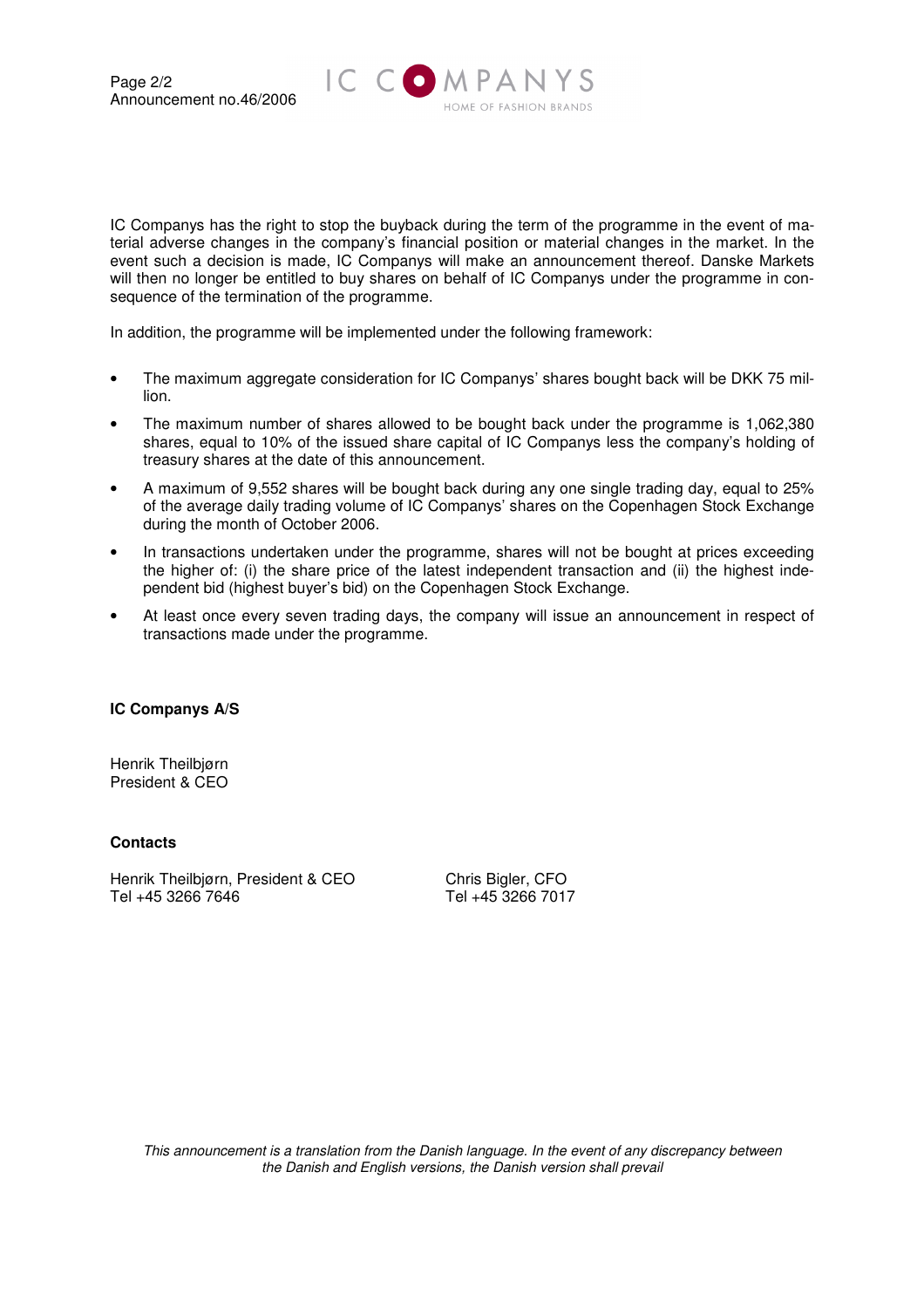IC Companys has the right to stop the buyback during the term of the programme in the event of material adverse changes in the company's financial position or material changes in the market. In the event such a decision is made, IC Companys will make an announcement thereof. Danske Markets will then no longer be entitled to buy shares on behalf of IC Companys under the programme in consequence of the termination of the programme.

In addition, the programme will be implemented under the following framework:

- The maximum aggregate consideration for IC Companys' shares bought back will be DKK 75 million.
- The maximum number of shares allowed to be bought back under the programme is 1,062,380 shares, equal to 10% of the issued share capital of IC Companys less the company's holding of treasury shares at the date of this announcement.
- A maximum of 9,552 shares will be bought back during any one single trading day, equal to 25% of the average daily trading volume of IC Companys' shares on the Copenhagen Stock Exchange during the month of October 2006.
- In transactions undertaken under the programme, shares will not be bought at prices exceeding the higher of: (i) the share price of the latest independent transaction and (ii) the highest independent bid (highest buyer's bid) on the Copenhagen Stock Exchange.
- At least once every seven trading days, the company will issue an announcement in respect of transactions made under the programme.

**IC Companys A/S**

Henrik Theilbjørn
President & CEO

**Contacts**

Henrik Theilbjørn, President & CEO
Tel +45 3266 7646

Chris Bigler, CFO
Tel +45 3266 7017

*This announcement is a translation from the Danish language. In the event of any discrepancy between the Danish and English versions, the Danish version shall prevail*